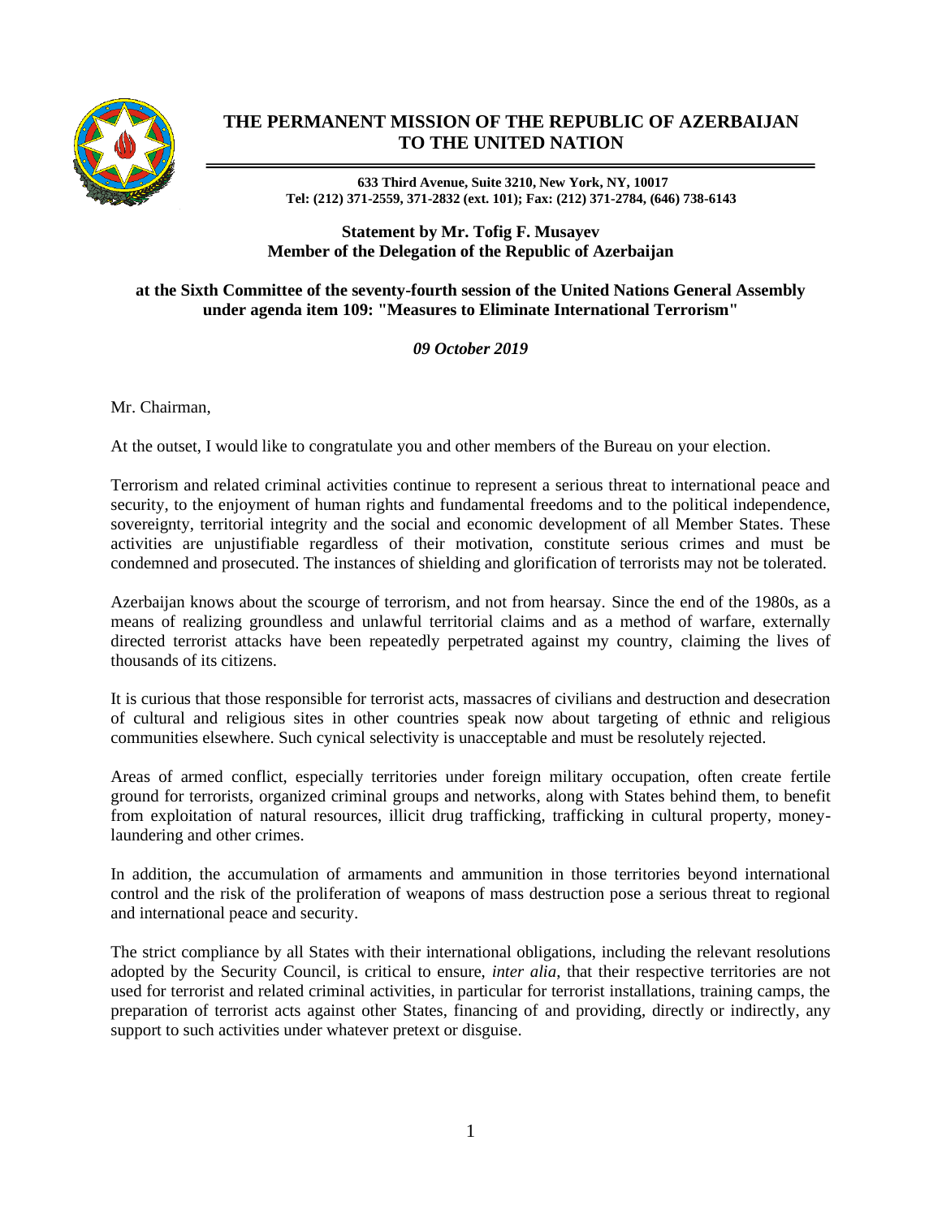# THE PERMANENT MISSION OF THE REPUBLIC OF AZERBAIJAN TO THE UNITED NATION

**633 Third Avenue, Suite 3210, New York, NY, 10017**
**Tel: (212) 371-2559, 371-2832 (ext. 101); Fax: (212) 371-2784, (646) 738-6143**

**Statement by Mr. Tofig F. Musayev**
**Member of the Delegation of the Republic of Azerbaijan**

**at the Sixth Committee of the seventy-fourth session of the United Nations General Assembly under agenda item 109: "Measures to Eliminate International Terrorism"**

***09 October 2019***

Mr. Chairman,

At the outset, I would like to congratulate you and other members of the Bureau on your election.

Terrorism and related criminal activities continue to represent a serious threat to international peace and security, to the enjoyment of human rights and fundamental freedoms and to the political independence, sovereignty, territorial integrity and the social and economic development of all Member States. These activities are unjustifiable regardless of their motivation, constitute serious crimes and must be condemned and prosecuted. The instances of shielding and glorification of terrorists may not be tolerated.

Azerbaijan knows about the scourge of terrorism, and not from hearsay. Since the end of the 1980s, as a means of realizing groundless and unlawful territorial claims and as a method of warfare, externally directed terrorist attacks have been repeatedly perpetrated against my country, claiming the lives of thousands of its citizens.

It is curious that those responsible for terrorist acts, massacres of civilians and destruction and desecration of cultural and religious sites in other countries speak now about targeting of ethnic and religious communities elsewhere. Such cynical selectivity is unacceptable and must be resolutely rejected.

Areas of armed conflict, especially territories under foreign military occupation, often create fertile ground for terrorists, organized criminal groups and networks, along with States behind them, to benefit from exploitation of natural resources, illicit drug trafficking, trafficking in cultural property, money-laundering and other crimes.

In addition, the accumulation of armaments and ammunition in those territories beyond international control and the risk of the proliferation of weapons of mass destruction pose a serious threat to regional and international peace and security.

The strict compliance by all States with their international obligations, including the relevant resolutions adopted by the Security Council, is critical to ensure, *inter alia*, that their respective territories are not used for terrorist and related criminal activities, in particular for terrorist installations, training camps, the preparation of terrorist acts against other States, financing of and providing, directly or indirectly, any support to such activities under whatever pretext or disguise.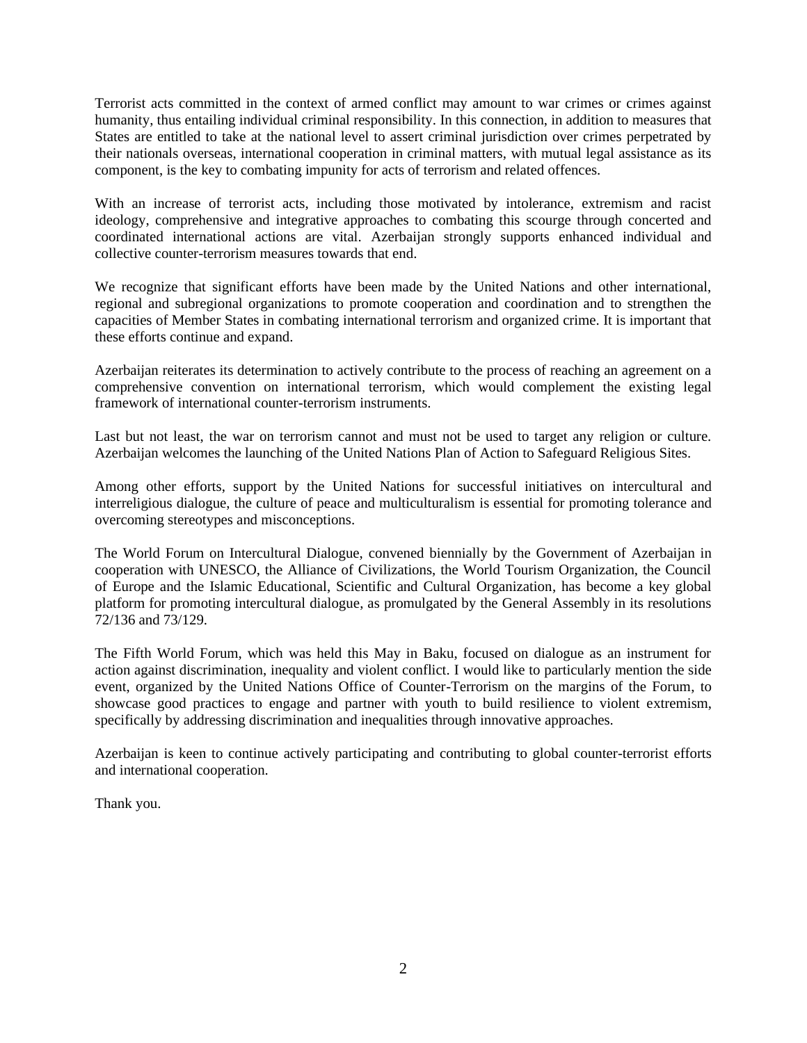Terrorist acts committed in the context of armed conflict may amount to war crimes or crimes against humanity, thus entailing individual criminal responsibility. In this connection, in addition to measures that States are entitled to take at the national level to assert criminal jurisdiction over crimes perpetrated by their nationals overseas, international cooperation in criminal matters, with mutual legal assistance as its component, is the key to combating impunity for acts of terrorism and related offences.

With an increase of terrorist acts, including those motivated by intolerance, extremism and racist ideology, comprehensive and integrative approaches to combating this scourge through concerted and coordinated international actions are vital. Azerbaijan strongly supports enhanced individual and collective counter-terrorism measures towards that end.

We recognize that significant efforts have been made by the United Nations and other international, regional and subregional organizations to promote cooperation and coordination and to strengthen the capacities of Member States in combating international terrorism and organized crime. It is important that these efforts continue and expand.

Azerbaijan reiterates its determination to actively contribute to the process of reaching an agreement on a comprehensive convention on international terrorism, which would complement the existing legal framework of international counter-terrorism instruments.

Last but not least, the war on terrorism cannot and must not be used to target any religion or culture. Azerbaijan welcomes the launching of the United Nations Plan of Action to Safeguard Religious Sites.

Among other efforts, support by the United Nations for successful initiatives on intercultural and interreligious dialogue, the culture of peace and multiculturalism is essential for promoting tolerance and overcoming stereotypes and misconceptions.

The World Forum on Intercultural Dialogue, convened biennially by the Government of Azerbaijan in cooperation with UNESCO, the Alliance of Civilizations, the World Tourism Organization, the Council of Europe and the Islamic Educational, Scientific and Cultural Organization, has become a key global platform for promoting intercultural dialogue, as promulgated by the General Assembly in its resolutions 72/136 and 73/129.

The Fifth World Forum, which was held this May in Baku, focused on dialogue as an instrument for action against discrimination, inequality and violent conflict. I would like to particularly mention the side event, organized by the United Nations Office of Counter-Terrorism on the margins of the Forum, to showcase good practices to engage and partner with youth to build resilience to violent extremism, specifically by addressing discrimination and inequalities through innovative approaches.

Azerbaijan is keen to continue actively participating and contributing to global counter-terrorist efforts and international cooperation.

Thank you.